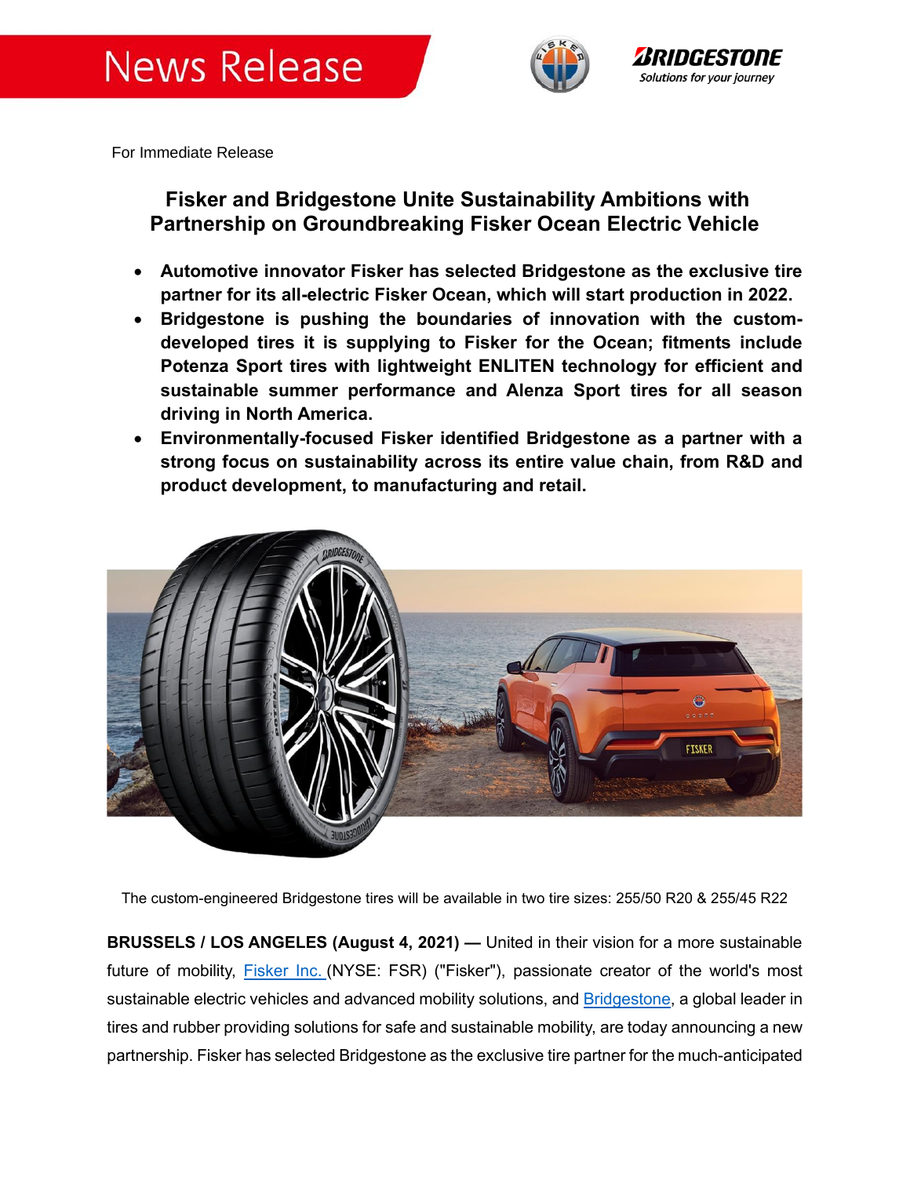News Release

For Immediate Release

# Fisker and Bridgestone Unite Sustainability Ambitions with Partnership on Groundbreaking Fisker Ocean Electric Vehicle

- **Automotive innovator Fisker has selected Bridgestone as the exclusive tire partner for its all-electric Fisker Ocean, which will start production in 2022.**
- **Bridgestone is pushing the boundaries of innovation with the custom-developed tires it is supplying to Fisker for the Ocean; fitments include Potenza Sport tires with lightweight ENLITEN technology for efficient and sustainable summer performance and Alenza Sport tires for all season driving in North America.**
- **Environmentally-focused Fisker identified Bridgestone as a partner with a strong focus on sustainability across its entire value chain, from R&D and product development, to manufacturing and retail.**

The custom-engineered Bridgestone tires will be available in two tire sizes: 255/50 R20 & 255/45 R22

**BRUSSELS / LOS ANGELES (August 4, 2021) —** United in their vision for a more sustainable future of mobility, Fisker Inc. (NYSE: FSR) ("Fisker"), passionate creator of the world's most sustainable electric vehicles and advanced mobility solutions, and Bridgestone, a global leader in tires and rubber providing solutions for safe and sustainable mobility, are today announcing a new partnership. Fisker has selected Bridgestone as the exclusive tire partner for the much-anticipated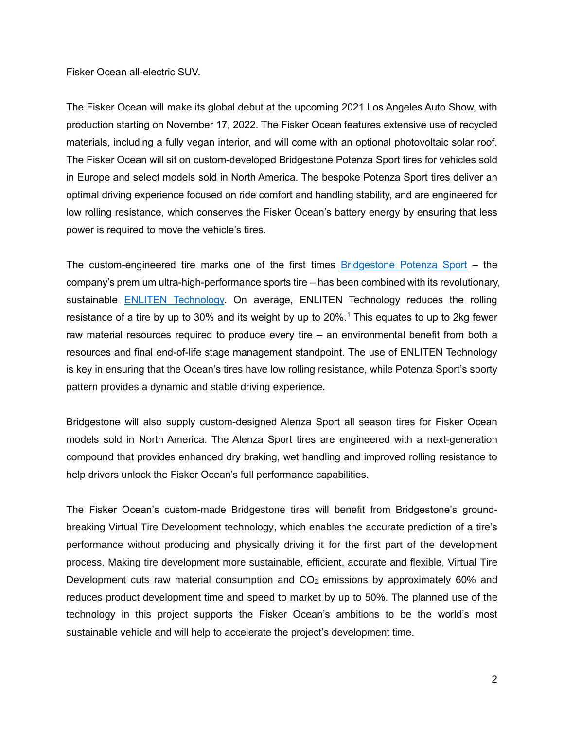Fisker Ocean all-electric SUV.

The Fisker Ocean will make its global debut at the upcoming 2021 Los Angeles Auto Show, with production starting on November 17, 2022. The Fisker Ocean features extensive use of recycled materials, including a fully vegan interior, and will come with an optional photovoltaic solar roof. The Fisker Ocean will sit on custom-developed Bridgestone Potenza Sport tires for vehicles sold in Europe and select models sold in North America. The bespoke Potenza Sport tires deliver an optimal driving experience focused on ride comfort and handling stability, and are engineered for low rolling resistance, which conserves the Fisker Ocean's battery energy by ensuring that less power is required to move the vehicle's tires.

The custom-engineered tire marks one of the first times Bridgestone Potenza Sport – the company's premium ultra-high-performance sports tire – has been combined with its revolutionary, sustainable ENLITEN Technology. On average, ENLITEN Technology reduces the rolling resistance of a tire by up to 30% and its weight by up to 20%.[1] This equates to up to 2kg fewer raw material resources required to produce every tire – an environmental benefit from both a resources and final end-of-life stage management standpoint. The use of ENLITEN Technology is key in ensuring that the Ocean's tires have low rolling resistance, while Potenza Sport's sporty pattern provides a dynamic and stable driving experience.

Bridgestone will also supply custom-designed Alenza Sport all season tires for Fisker Ocean models sold in North America. The Alenza Sport tires are engineered with a next-generation compound that provides enhanced dry braking, wet handling and improved rolling resistance to help drivers unlock the Fisker Ocean's full performance capabilities.

The Fisker Ocean's custom-made Bridgestone tires will benefit from Bridgestone's ground-breaking Virtual Tire Development technology, which enables the accurate prediction of a tire's performance without producing and physically driving it for the first part of the development process. Making tire development more sustainable, efficient, accurate and flexible, Virtual Tire Development cuts raw material consumption and $CO_2$ emissions by approximately 60% and reduces product development time and speed to market by up to 50%. The planned use of the technology in this project supports the Fisker Ocean's ambitions to be the world's most sustainable vehicle and will help to accelerate the project's development time.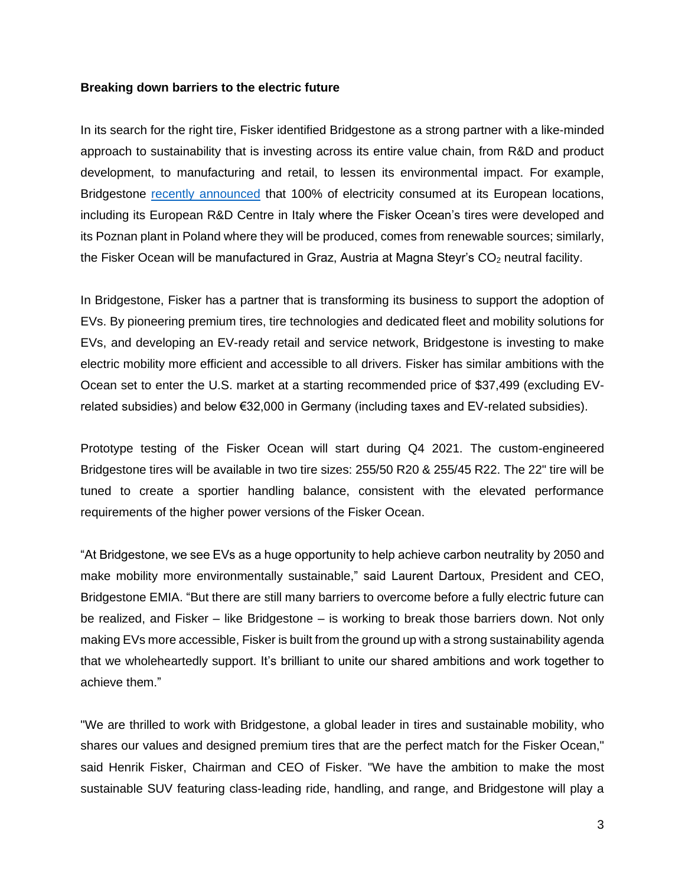**Breaking down barriers to the electric future**

In its search for the right tire, Fisker identified Bridgestone as a strong partner with a like-minded approach to sustainability that is investing across its entire value chain, from R&D and product development, to manufacturing and retail, to lessen its environmental impact. For example, Bridgestone recently announced that 100% of electricity consumed at its European locations, including its European R&D Centre in Italy where the Fisker Ocean's tires were developed and its Poznan plant in Poland where they will be produced, comes from renewable sources; similarly, the Fisker Ocean will be manufactured in Graz, Austria at Magna Steyr's $CO_2$ neutral facility.

In Bridgestone, Fisker has a partner that is transforming its business to support the adoption of EVs. By pioneering premium tires, tire technologies and dedicated fleet and mobility solutions for EVs, and developing an EV-ready retail and service network, Bridgestone is investing to make electric mobility more efficient and accessible to all drivers. Fisker has similar ambitions with the Ocean set to enter the U.S. market at a starting recommended price of $37,499 (excluding EV-related subsidies) and below €32,000 in Germany (including taxes and EV-related subsidies).

Prototype testing of the Fisker Ocean will start during Q4 2021. The custom-engineered Bridgestone tires will be available in two tire sizes: 255/50 R20 & 255/45 R22. The 22" tire will be tuned to create a sportier handling balance, consistent with the elevated performance requirements of the higher power versions of the Fisker Ocean.

"At Bridgestone, we see EVs as a huge opportunity to help achieve carbon neutrality by 2050 and make mobility more environmentally sustainable," said Laurent Dartoux, President and CEO, Bridgestone EMIA. "But there are still many barriers to overcome before a fully electric future can be realized, and Fisker – like Bridgestone – is working to break those barriers down. Not only making EVs more accessible, Fisker is built from the ground up with a strong sustainability agenda that we wholeheartedly support. It's brilliant to unite our shared ambitions and work together to achieve them."

"We are thrilled to work with Bridgestone, a global leader in tires and sustainable mobility, who shares our values and designed premium tires that are the perfect match for the Fisker Ocean," said Henrik Fisker, Chairman and CEO of Fisker. "We have the ambition to make the most sustainable SUV featuring class-leading ride, handling, and range, and Bridgestone will play a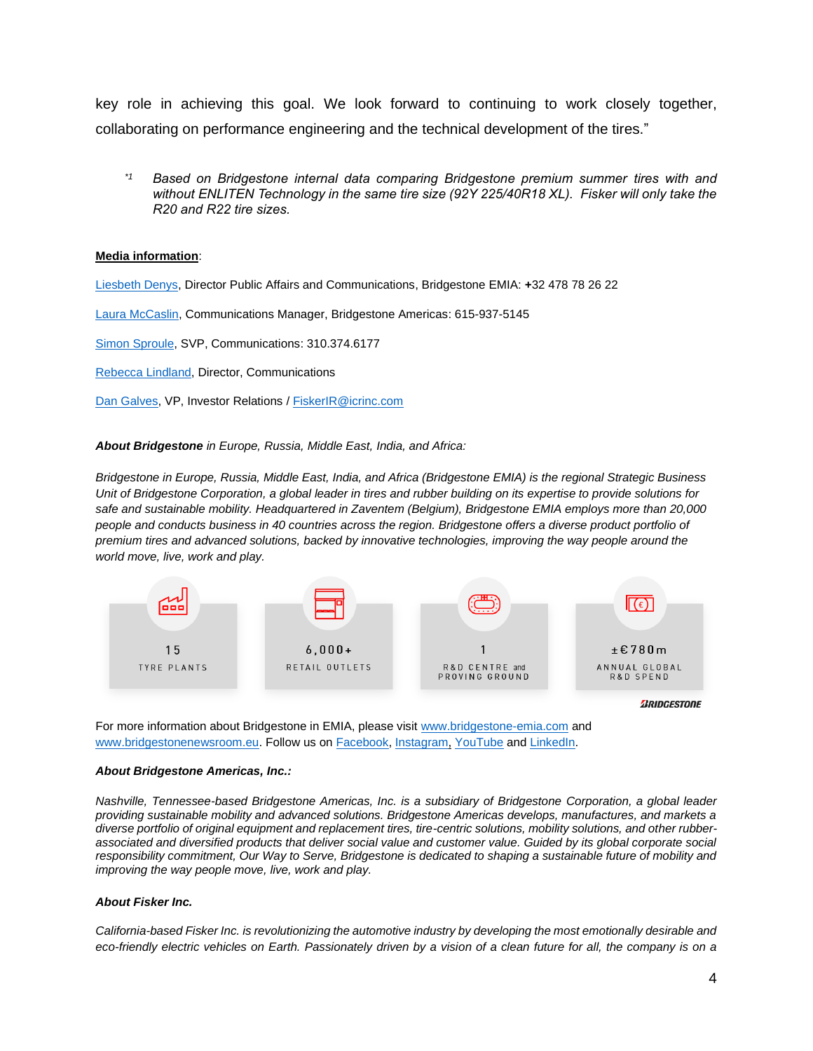key role in achieving this goal. We look forward to continuing to work closely together, collaborating on performance engineering and the technical development of the tires."

*[1] Based on Bridgestone internal data comparing Bridgestone premium summer tires with and without ENLITEN Technology in the same tire size (92Y 225/40R18 XL). Fisker will only take the R20 and R22 tire sizes.*

**Media information**:

Liesbeth Denys, Director Public Affairs and Communications, Bridgestone EMIA: +32 478 78 26 22

Laura McCaslin, Communications Manager, Bridgestone Americas: 615-937-5145

Simon Sproule, SVP, Communications: 310.374.6177

Rebecca Lindland, Director, Communications

Dan Galves, VP, Investor Relations / FiskerIR@icrinc.com

***About Bridgestone** in Europe, Russia, Middle East, India, and Africa:*

*Bridgestone in Europe, Russia, Middle East, India, and Africa (Bridgestone EMIA) is the regional Strategic Business Unit of Bridgestone Corporation, a global leader in tires and rubber building on its expertise to provide solutions for safe and sustainable mobility. Headquartered in Zaventem (Belgium), Bridgestone EMIA employs more than 20,000 people and conducts business in 40 countries across the region. Bridgestone offers a diverse product portfolio of premium tires and advanced solutions, backed by innovative technologies, improving the way people around the world move, live, work and play.*

| 15 | 6,000+ | 1 | ±€780m |
|---|---|---|---|
| TYRE PLANTS | RETAIL OUTLETS | R&D CENTRE and PROVING GROUND | ANNUAL GLOBAL R&D SPEND |

BRIDGESTONE

For more information about Bridgestone in EMIA, please visit www.bridgestone-emia.com and www.bridgestonenewsroom.eu. Follow us on Facebook, Instagram, YouTube and LinkedIn.

***About Bridgestone Americas, Inc.:***

*Nashville, Tennessee-based Bridgestone Americas, Inc. is a subsidiary of Bridgestone Corporation, a global leader providing sustainable mobility and advanced solutions. Bridgestone Americas develops, manufactures, and markets a diverse portfolio of original equipment and replacement tires, tire-centric solutions, mobility solutions, and other rubber-associated and diversified products that deliver social value and customer value. Guided by its global corporate social responsibility commitment, Our Way to Serve, Bridgestone is dedicated to shaping a sustainable future of mobility and improving the way people move, live, work and play.*

***About Fisker Inc.***

*California-based Fisker Inc. is revolutionizing the automotive industry by developing the most emotionally desirable and eco-friendly electric vehicles on Earth. Passionately driven by a vision of a clean future for all, the company is on a*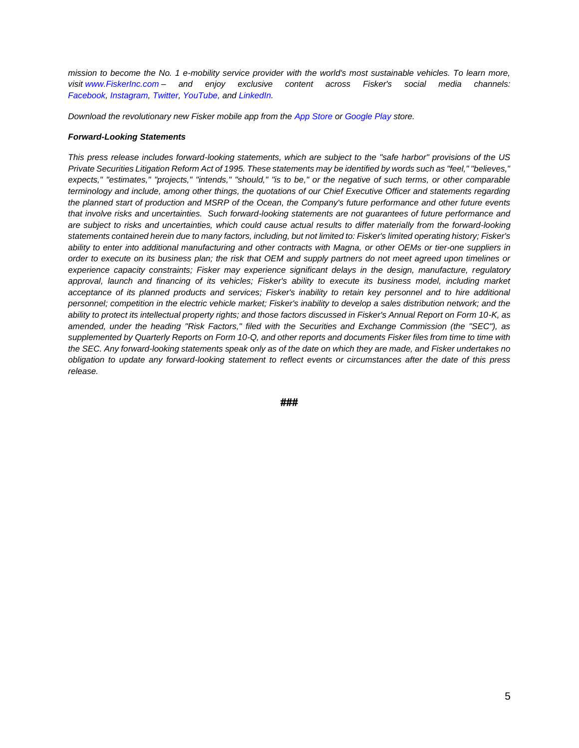*mission to become the No. 1 e-mobility service provider with the world's most sustainable vehicles. To learn more, visit www.FiskerInc.com – and enjoy exclusive content across Fisker's social media channels: Facebook, Instagram, Twitter, YouTube, and LinkedIn.*

*Download the revolutionary new Fisker mobile app from the App Store or Google Play store.*

***Forward-Looking Statements***

*This press release includes forward-looking statements, which are subject to the "safe harbor" provisions of the US Private Securities Litigation Reform Act of 1995. These statements may be identified by words such as "feel," "believes," expects," "estimates," "projects," "intends," "should," "is to be," or the negative of such terms, or other comparable terminology and include, among other things, the quotations of our Chief Executive Officer and statements regarding the planned start of production and MSRP of the Ocean, the Company's future performance and other future events that involve risks and uncertainties. Such forward-looking statements are not guarantees of future performance and are subject to risks and uncertainties, which could cause actual results to differ materially from the forward-looking statements contained herein due to many factors, including, but not limited to: Fisker's limited operating history; Fisker's ability to enter into additional manufacturing and other contracts with Magna, or other OEMs or tier-one suppliers in order to execute on its business plan; the risk that OEM and supply partners do not meet agreed upon timelines or experience capacity constraints; Fisker may experience significant delays in the design, manufacture, regulatory approval, launch and financing of its vehicles; Fisker's ability to execute its business model, including market acceptance of its planned products and services; Fisker's inability to retain key personnel and to hire additional personnel; competition in the electric vehicle market; Fisker's inability to develop a sales distribution network; and the ability to protect its intellectual property rights; and those factors discussed in Fisker's Annual Report on Form 10-K, as amended, under the heading "Risk Factors," filed with the Securities and Exchange Commission (the "SEC"), as supplemented by Quarterly Reports on Form 10-Q, and other reports and documents Fisker files from time to time with the SEC. Any forward-looking statements speak only as of the date on which they are made, and Fisker undertakes no obligation to update any forward-looking statement to reflect events or circumstances after the date of this press release.*

**###**